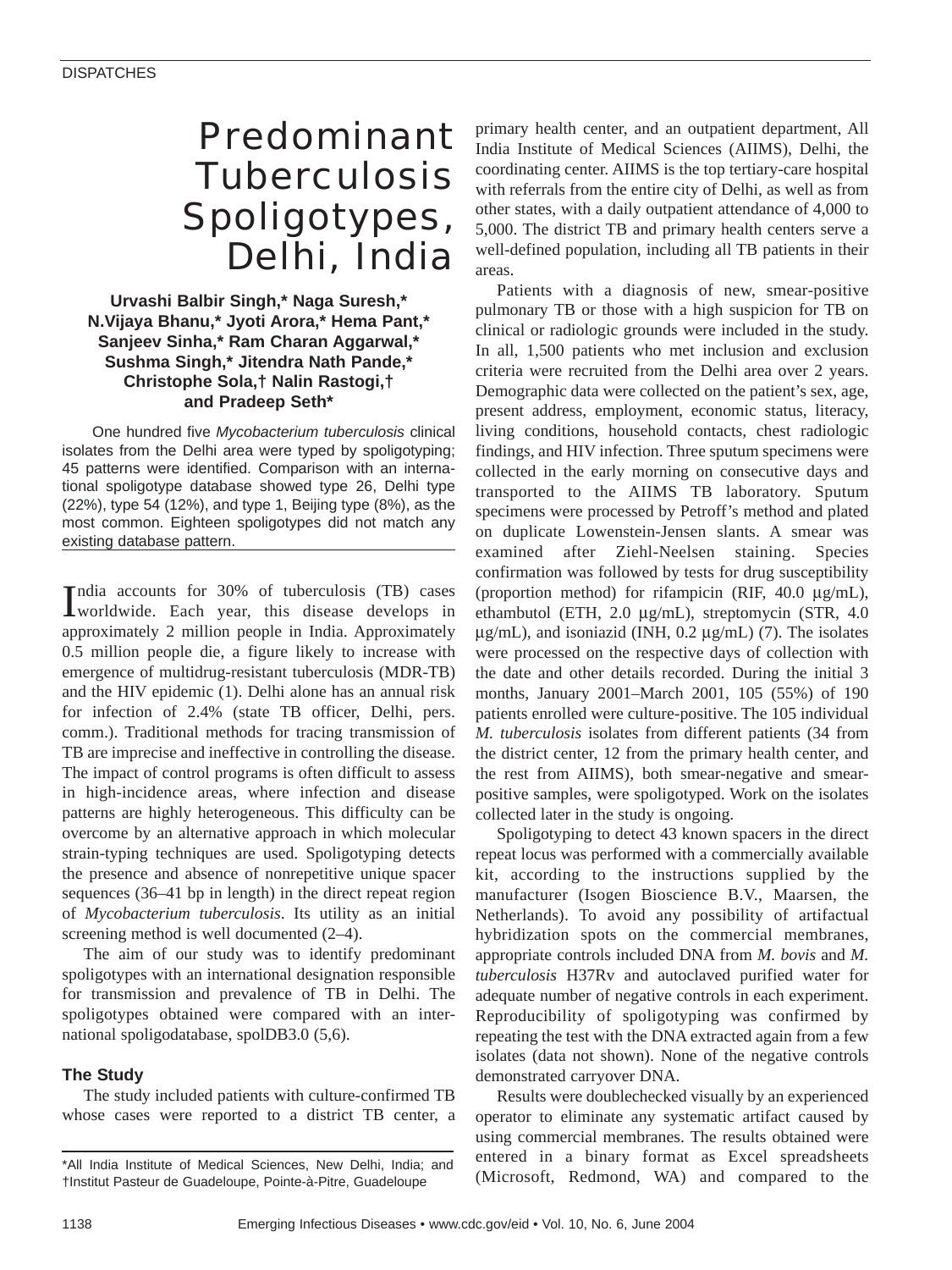DISPATCHES

# Predominant Tuberculosis Spoligotypes, Delhi, India

**Urvashi Balbir Singh,* Naga Suresh,* N.Vijaya Bhanu,* Jyoti Arora,* Hema Pant,* Sanjeev Sinha,* Ram Charan Aggarwal,* Sushma Singh,* Jitendra Nath Pande,* Christophe Sola,† Nalin Rastogi,† and Pradeep Seth***

One hundred five *Mycobacterium tuberculosis* clinical isolates from the Delhi area were typed by spoligotyping; 45 patterns were identified. Comparison with an international spoligotype database showed type 26, Delhi type (22%), type 54 (12%), and type 1, Beijing type (8%), as the most common. Eighteen spoligotypes did not match any existing database pattern.

India accounts for 30% of tuberculosis (TB) cases worldwide. Each year, this disease develops in approximately 2 million people in India. Approximately 0.5 million people die, a figure likely to increase with emergence of multidrug-resistant tuberculosis (MDR-TB) and the HIV epidemic (1). Delhi alone has an annual risk for infection of 2.4% (state TB officer, Delhi, pers. comm.). Traditional methods for tracing transmission of TB are imprecise and ineffective in controlling the disease. The impact of control programs is often difficult to assess in high-incidence areas, where infection and disease patterns are highly heterogeneous. This difficulty can be overcome by an alternative approach in which molecular strain-typing techniques are used. Spoligotyping detects the presence and absence of nonrepetitive unique spacer sequences (36–41 bp in length) in the direct repeat region of *Mycobacterium tuberculosis*. Its utility as an initial screening method is well documented (2–4).

The aim of our study was to identify predominant spoligotypes with an international designation responsible for transmission and prevalence of TB in Delhi. The spoligotypes obtained were compared with an international spoligodatabase, spolDB3.0 (5,6).

## The Study

The study included patients with culture-confirmed TB whose cases were reported to a district TB center, a primary health center, and an outpatient department, All India Institute of Medical Sciences (AIIMS), Delhi, the coordinating center. AIIMS is the top tertiary-care hospital with referrals from the entire city of Delhi, as well as from other states, with a daily outpatient attendance of 4,000 to 5,000. The district TB and primary health centers serve a well-defined population, including all TB patients in their areas.

Patients with a diagnosis of new, smear-positive pulmonary TB or those with a high suspicion for TB on clinical or radiologic grounds were included in the study. In all, 1,500 patients who met inclusion and exclusion criteria were recruited from the Delhi area over 2 years. Demographic data were collected on the patient's sex, age, present address, employment, economic status, literacy, living conditions, household contacts, chest radiologic findings, and HIV infection. Three sputum specimens were collected in the early morning on consecutive days and transported to the AIIMS TB laboratory. Sputum specimens were processed by Petroff's method and plated on duplicate Lowenstein-Jensen slants. A smear was examined after Ziehl-Neelsen staining. Species confirmation was followed by tests for drug susceptibility (proportion method) for rifampicin (RIF, 40.0 µg/mL), ethambutol (ETH, 2.0 µg/mL), streptomycin (STR, 4.0 µg/mL), and isoniazid (INH, 0.2 µg/mL) (7). The isolates were processed on the respective days of collection with the date and other details recorded. During the initial 3 months, January 2001–March 2001, 105 (55%) of 190 patients enrolled were culture-positive. The 105 individual *M. tuberculosis* isolates from different patients (34 from the district center, 12 from the primary health center, and the rest from AIIMS), both smear-negative and smear-positive samples, were spoligotyped. Work on the isolates collected later in the study is ongoing.

Spoligotyping to detect 43 known spacers in the direct repeat locus was performed with a commercially available kit, according to the instructions supplied by the manufacturer (Isogen Bioscience B.V., Maarsen, the Netherlands). To avoid any possibility of artifactual hybridization spots on the commercial membranes, appropriate controls included DNA from *M. bovis* and *M. tuberculosis* H37Rv and autoclaved purified water for adequate number of negative controls in each experiment. Reproducibility of spoligotyping was confirmed by repeating the test with the DNA extracted again from a few isolates (data not shown). None of the negative controls demonstrated carryover DNA.

Results were doublechecked visually by an experienced operator to eliminate any systematic artifact caused by using commercial membranes. The results obtained were entered in a binary format as Excel spreadsheets (Microsoft, Redmond, WA) and compared to the

*All India Institute of Medical Sciences, New Delhi, India; and †Institut Pasteur de Guadeloupe, Pointe-à-Pitre, Guadeloupe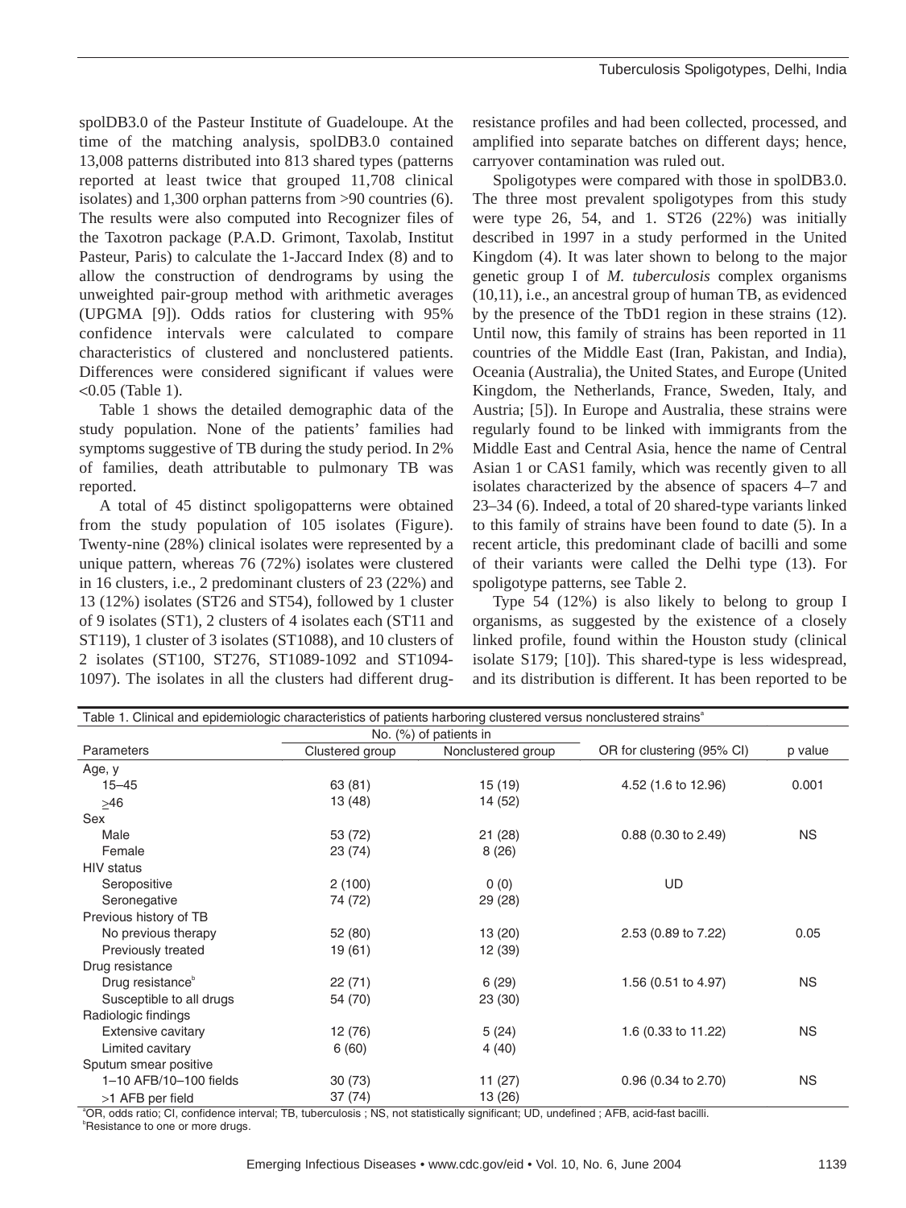spolDB3.0 of the Pasteur Institute of Guadeloupe. At the time of the matching analysis, spolDB3.0 contained 13,008 patterns distributed into 813 shared types (patterns reported at least twice that grouped 11,708 clinical isolates) and 1,300 orphan patterns from >90 countries (6). The results were also computed into Recognizer files of the Taxotron package (P.A.D. Grimont, Taxolab, Institut Pasteur, Paris) to calculate the 1-Jaccard Index (8) and to allow the construction of dendrograms by using the unweighted pair-group method with arithmetic averages (UPGMA [9]). Odds ratios for clustering with 95% confidence intervals were calculated to compare characteristics of clustered and nonclustered patients. Differences were considered significant if values were <0.05 (Table 1).

Table 1 shows the detailed demographic data of the study population. None of the patients' families had symptoms suggestive of TB during the study period. In 2% of families, death attributable to pulmonary TB was reported.

A total of 45 distinct spoligopatterns were obtained from the study population of 105 isolates (Figure). Twenty-nine (28%) clinical isolates were represented by a unique pattern, whereas 76 (72%) isolates were clustered in 16 clusters, i.e., 2 predominant clusters of 23 (22%) and 13 (12%) isolates (ST26 and ST54), followed by 1 cluster of 9 isolates (ST1), 2 clusters of 4 isolates each (ST11 and ST119), 1 cluster of 3 isolates (ST1088), and 10 clusters of 2 isolates (ST100, ST276, ST1089-1092 and ST1094-1097). The isolates in all the clusters had different drug-resistance profiles and had been collected, processed, and amplified into separate batches on different days; hence, carryover contamination was ruled out.

Spoligotypes were compared with those in spolDB3.0. The three most prevalent spoligotypes from this study were type 26, 54, and 1. ST26 (22%) was initially described in 1997 in a study performed in the United Kingdom (4). It was later shown to belong to the major genetic group I of *M. tuberculosis* complex organisms (10,11), i.e., an ancestral group of human TB, as evidenced by the presence of the TbD1 region in these strains (12). Until now, this family of strains has been reported in 11 countries of the Middle East (Iran, Pakistan, and India), Oceania (Australia), the United States, and Europe (United Kingdom, the Netherlands, France, Sweden, Italy, and Austria; [5]). In Europe and Australia, these strains were regularly found to be linked with immigrants from the Middle East and Central Asia, hence the name of Central Asian 1 or CAS1 family, which was recently given to all isolates characterized by the absence of spacers 4–7 and 23–34 (6). Indeed, a total of 20 shared-type variants linked to this family of strains have been found to date (5). In a recent article, this predominant clade of bacilli and some of their variants were called the Delhi type (13). For spoligotype patterns, see Table 2.

Type 54 (12%) is also likely to belong to group I organisms, as suggested by the existence of a closely linked profile, found within the Houston study (clinical isolate S179; [10]). This shared-type is less widespread, and its distribution is different. It has been reported to be

Table 1. Clinical and epidemiologic characteristics of patients harboring clustered versus nonclustered strains[a]

| Parameters | No. (%) of patients in | | OR for clustering (95% CI) | p value |
|---|---|---|---|---|
| | Clustered group | Nonclustered group | | |
| Age, y | | | | |
| 15–45 | 63 (81) | 15 (19) | 4.52 (1.6 to 12.96) | 0.001 |
| ≥46 | 13 (48) | 14 (52) | | |
| Sex | | | | |
| Male | 53 (72) | 21 (28) | 0.88 (0.30 to 2.49) | NS |
| Female | 23 (74) | 8 (26) | | |
| HIV status | | | | |
| Seropositive | 2 (100) | 0 (0) | UD | |
| Seronegative | 74 (72) | 29 (28) | | |
| Previous history of TB | | | | |
| No previous therapy | 52 (80) | 13 (20) | 2.53 (0.89 to 7.22) | 0.05 |
| Previously treated | 19 (61) | 12 (39) | | |
| Drug resistance | | | | |
| Drug resistance[b] | 22 (71) | 6 (29) | 1.56 (0.51 to 4.97) | NS |
| Susceptible to all drugs | 54 (70) | 23 (30) | | |
| Radiologic findings | | | | |
| Extensive cavitary | 12 (76) | 5 (24) | 1.6 (0.33 to 11.22) | NS |
| Limited cavitary | 6 (60) | 4 (40) | | |
| Sputum smear positive | | | | |
| 1–10 AFB/10–100 fields | 30 (73) | 11 (27) | 0.96 (0.34 to 2.70) | NS |
| >1 AFB per field | 37 (74) | 13 (26) | | |

[a]OR, odds ratio; CI, confidence interval; TB, tuberculosis ; NS, not statistically significant; UD, undefined ; AFB, acid-fast bacilli.
[b]Resistance to one or more drugs.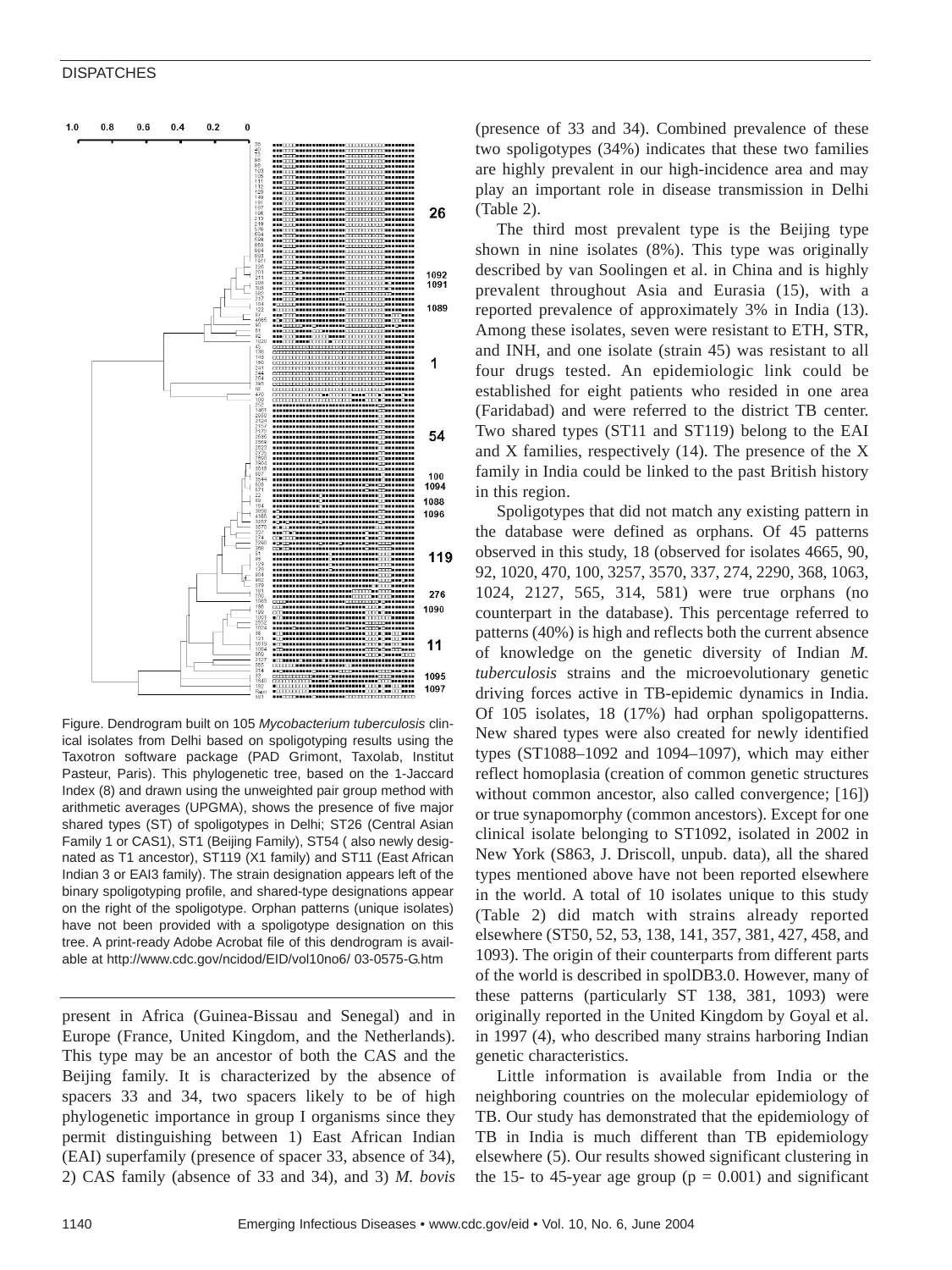Figure. Dendrogram built on 105 *Mycobacterium tuberculosis* clinical isolates from Delhi based on spoligotyping results using the Taxotron software package (PAD Grimont, Taxolab, Institut Pasteur, Paris). This phylogenetic tree, based on the 1-Jaccard Index (8) and drawn using the unweighted pair group method with arithmetic averages (UPGMA), shows the presence of five major shared types (ST) of spoligotypes in Delhi; ST26 (Central Asian Family 1 or CAS1), ST1 (Beijing Family), ST54 ( also newly designated as T1 ancestor), ST119 (X1 family) and ST11 (East African Indian 3 or EAI3 family). The strain designation appears left of the binary spoligotyping profile, and shared-type designations appear on the right of the spoligotype. Orphan patterns (unique isolates) have not been provided with a spoligotype designation on this tree. A print-ready Adobe Acrobat file of this dendrogram is available at http://www.cdc.gov/ncidod/EID/vol10no6/ 03-0575-G.htm

present in Africa (Guinea-Bissau and Senegal) and in Europe (France, United Kingdom, and the Netherlands). This type may be an ancestor of both the CAS and the Beijing family. It is characterized by the absence of spacers 33 and 34, two spacers likely to be of high phylogenetic importance in group I organisms since they permit distinguishing between 1) East African Indian (EAI) superfamily (presence of spacer 33, absence of 34), 2) CAS family (absence of 33 and 34), and 3) *M. bovis* (presence of 33 and 34). Combined prevalence of these two spoligotypes (34%) indicates that these two families are highly prevalent in our high-incidence area and may play an important role in disease transmission in Delhi (Table 2).

The third most prevalent type is the Beijing type shown in nine isolates (8%). This type was originally described by van Soolingen et al. in China and is highly prevalent throughout Asia and Eurasia (15), with a reported prevalence of approximately 3% in India (13). Among these isolates, seven were resistant to ETH, STR, and INH, and one isolate (strain 45) was resistant to all four drugs tested. An epidemiologic link could be established for eight patients who resided in one area (Faridabad) and were referred to the district TB center. Two shared types (ST11 and ST119) belong to the EAI and X families, respectively (14). The presence of the X family in India could be linked to the past British history in this region.

Spoligotypes that did not match any existing pattern in the database were defined as orphans. Of 45 patterns observed in this study, 18 (observed for isolates 4665, 90, 92, 1020, 470, 100, 3257, 3570, 337, 274, 2290, 368, 1063, 1024, 2127, 565, 314, 581) were true orphans (no counterpart in the database). This percentage referred to patterns (40%) is high and reflects both the current absence of knowledge on the genetic diversity of Indian *M. tuberculosis* strains and the microevolutionary genetic driving forces active in TB-epidemic dynamics in India. Of 105 isolates, 18 (17%) had orphan spoligopatterns. New shared types were also created for newly identified types (ST1088–1092 and 1094–1097), which may either reflect homoplasia (creation of common genetic structures without common ancestor, also called convergence; [16]) or true synapomorphy (common ancestors). Except for one clinical isolate belonging to ST1092, isolated in 2002 in New York (S863, J. Driscoll, unpub. data), all the shared types mentioned above have not been reported elsewhere in the world. A total of 10 isolates unique to this study (Table 2) did match with strains already reported elsewhere (ST50, 52, 53, 138, 141, 357, 381, 427, 458, and 1093). The origin of their counterparts from different parts of the world is described in spolDB3.0. However, many of these patterns (particularly ST 138, 381, 1093) were originally reported in the United Kingdom by Goyal et al. in 1997 (4), who described many strains harboring Indian genetic characteristics.

Little information is available from India or the neighboring countries on the molecular epidemiology of TB. Our study has demonstrated that the epidemiology of TB in India is much different than TB epidemiology elsewhere (5). Our results showed significant clustering in the 15- to 45-year age group ($p = 0.001$) and significant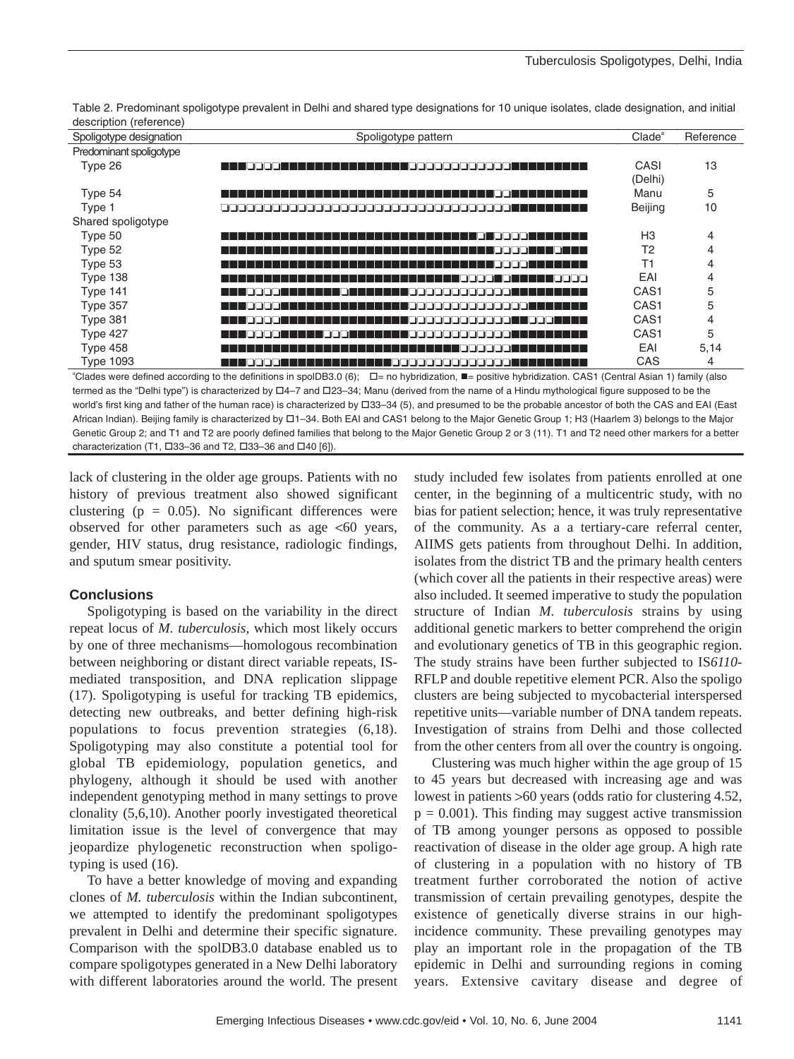Table 2. Predominant spoligotype prevalent in Delhi and shared type designations for 10 unique isolates, clade designation, and initial description (reference)

| Spoligotype designation | Spoligotype pattern | Clade[a] | Reference |
|---|---|---|---|
| Predominant spoligotype | | | |
| Type 26 | ■■■□□□□■■■■■■■■■■■■■■■□□□□□□□□□□□□■■■■■■■■■ | CASI (Delhi) | 13 |
| Type 54 | ■■■■■■■■■■■■■■■■■■■■■■■■■■■■■■■■□□■■■■■■■■■ | Manu | 5 |
| Type 1 | □□□□□□□□□□□□□□□□□□□□□□□□□□□□□□□□□□■■■■■■■■■ | Beijing | 10 |
| Shared spoligotype | | | |
| Type 50 | ■■■■■■■■■■■■■■■■■■■■■■■■■■■■■■□■□□□□■■■■■■■ | H3 | 4 |
| Type 52 | ■■■■■■■■■■■■■■■■■■■■■■■■■■■■■■■■□□□□■■■□■■■ | T2 | 4 |
| Type 53 | ■■■■■■■■■■■■■■■■■■■■■■■■■■■■■■■■□□□□■■■■■■■ | T1 | 4 |
| Type 138 | ■■■■■■■■■■■■■■■■■■■■■■■■■■■■□□□□■□■■■■■□□□□ | EAI | 4 |
| Type 141 | ■■■□□□□■■■■■■■□■■■■■■■□□□□□□□□□□□□■■■■■■■■■ | CAS1 | 5 |
| Type 357 | ■■■□□□□■■■■■■■■■■■■■■■□□□□□□□□□□□□□□■■■■■■■ | CAS1 | 5 |
| Type 381 | ■■■□□□□■■■■■■■■■■■■■■■□□□□□□□□□□□□■■□□□■■■■ | CAS1 | 4 |
| Type 427 | ■■■□□□□■■■■■□□□■■■■■■■□□□□□□□□□□□□■■■■■■■■■ | CAS1 | 5 |
| Type 458 | ■■■■■■■■■■■■■■■■■■■■■■■■■■■■□□□□□■■■■■■■■■■ | EAI | 5,14 |
| Type 1093 | ■■■□□□□■■■■■■■■■■■■■■■■□□□□□□□□□□□□■■■■■■■■ | CAS | 4 |

[a]Clades were defined according to the definitions in spolDB3.0 (6); □= no hybridization, ■= positive hybridization. CAS1 (Central Asian 1) family (also termed as the "Delhi type") is characterized by □4–7 and □23–34; Manu (derived from the name of a Hindu mythological figure supposed to be the world's first king and father of the human race) is characterized by □33–34 (5), and presumed to be the probable ancestor of both the CAS and EAI (East African Indian). Beijing family is characterized by □1–34. Both EAI and CAS1 belong to the Major Genetic Group 1; H3 (Haarlem 3) belongs to the Major Genetic Group 2; and T1 and T2 are poorly defined families that belong to the Major Genetic Group 2 or 3 (11). T1 and T2 need other markers for a better characterization (T1, □33–36 and T2, □33–36 and □40 [6]).

lack of clustering in the older age groups. Patients with no history of previous treatment also showed significant clustering ($p = 0.05$). No significant differences were observed for other parameters such as age <60 years, gender, HIV status, drug resistance, radiologic findings, and sputum smear positivity.

### Conclusions

Spoligotyping is based on the variability in the direct repeat locus of *M. tuberculosis*, which most likely occurs by one of three mechanisms—homologous recombination between neighboring or distant direct variable repeats, IS-mediated transposition, and DNA replication slippage (17). Spoligotyping is useful for tracking TB epidemics, detecting new outbreaks, and better defining high-risk populations to focus prevention strategies (6,18). Spoligotyping may also constitute a potential tool for global TB epidemiology, population genetics, and phylogeny, although it should be used with another independent genotyping method in many settings to prove clonality (5,6,10). Another poorly investigated theoretical limitation issue is the level of convergence that may jeopardize phylogenetic reconstruction when spoligotyping is used (16).

To have a better knowledge of moving and expanding clones of *M. tuberculosis* within the Indian subcontinent, we attempted to identify the predominant spoligotypes prevalent in Delhi and determine their specific signature. Comparison with the spolDB3.0 database enabled us to compare spoligotypes generated in a New Delhi laboratory with different laboratories around the world. The present study included few isolates from patients enrolled at one center, in the beginning of a multicentric study, with no bias for patient selection; hence, it was truly representative of the community. As a a tertiary-care referral center, AIIMS gets patients from throughout Delhi. In addition, isolates from the district TB and the primary health centers (which cover all the patients in their respective areas) were also included. It seemed imperative to study the population structure of Indian *M. tuberculosis* strains by using additional genetic markers to better comprehend the origin and evolutionary genetics of TB in this geographic region. The study strains have been further subjected to IS*6110*-RFLP and double repetitive element PCR. Also the spoligo clusters are being subjected to mycobacterial interspersed repetitive units—variable number of DNA tandem repeats. Investigation of strains from Delhi and those collected from the other centers from all over the country is ongoing.

Clustering was much higher within the age group of 15 to 45 years but decreased with increasing age and was lowest in patients >60 years (odds ratio for clustering 4.52, $p = 0.001$). This finding may suggest active transmission of TB among younger persons as opposed to possible reactivation of disease in the older age group. A high rate of clustering in a population with no history of TB treatment further corroborated the notion of active transmission of certain prevailing genotypes, despite the existence of genetically diverse strains in our high-incidence community. These prevailing genotypes may play an important role in the propagation of the TB epidemic in Delhi and surrounding regions in coming years. Extensive cavitary disease and degree of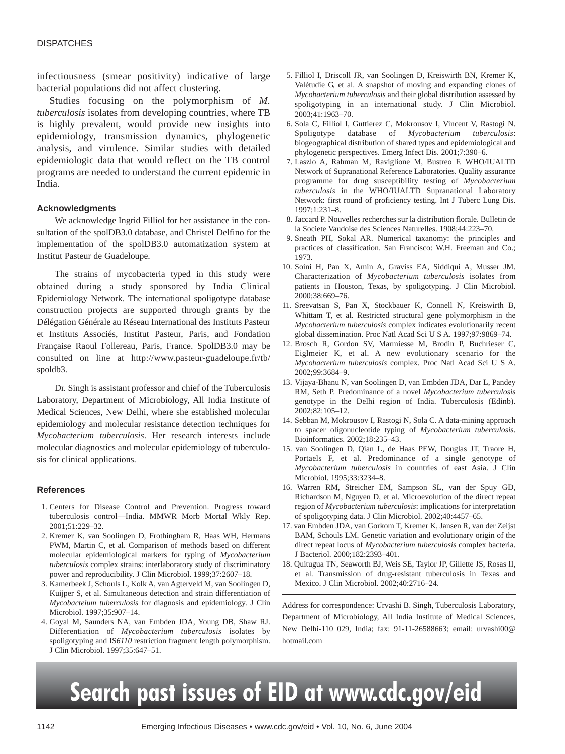infectiousness (smear positivity) indicative of large bacterial populations did not affect clustering.

Studies focusing on the polymorphism of *M. tuberculosis* isolates from developing countries, where TB is highly prevalent, would provide new insights into epidemiology, transmission dynamics, phylogenetic analysis, and virulence. Similar studies with detailed epidemiologic data that would reflect on the TB control programs are needed to understand the current epidemic in India.

### Acknowledgments

We acknowledge Ingrid Filliol for her assistance in the consultation of the spolDB3.0 database, and Christel Delfino for the implementation of the spolDB3.0 automatization system at Institut Pasteur de Guadeloupe.

The strains of mycobacteria typed in this study were obtained during a study sponsored by India Clinical Epidemiology Network. The international spoligotype database construction projects are supported through grants by the Délégation Générale au Réseau International des Instituts Pasteur et Instituts Associés, Institut Pasteur, Paris, and Fondation Française Raoul Follereau, Paris, France. SpolDB3.0 may be consulted on line at http://www.pasteur-guadeloupe.fr/tb/spoldb3.

Dr. Singh is assistant professor and chief of the Tuberculosis Laboratory, Department of Microbiology, All India Institute of Medical Sciences, New Delhi, where she established molecular epidemiology and molecular resistance detection techniques for *Mycobacterium tuberculosis*. Her research interests include molecular diagnostics and molecular epidemiology of tuberculosis for clinical applications.

### References

1. Centers for Disease Control and Prevention. Progress toward tuberculosis control—India. MMWR Morb Mortal Wkly Rep. 2001;51:229–32.
2. Kremer K, van Soolingen D, Frothingham R, Haas WH, Hermans PWM, Martin C, et al. Comparison of methods based on different molecular epidemiological markers for typing of *Mycobacterium tuberculosis* complex strains: interlaboratory study of discriminatory power and reproducibility. J Clin Microbiol. 1999;37:2607–18.
3. Kamerbeek J, Schouls L, Kolk A, van Agterveld M, van Soolingen D, Kuijper S, et al. Simultaneous detection and strain differentiation of *Mycobacteium tuberculosis* for diagnosis and epidemiology. J Clin Microbiol. 1997;35:907–14.
4. Goyal M, Saunders NA, van Embden JDA, Young DB, Shaw RJ. Differentiation of *Mycobacterium tuberculosis* isolates by spoligotyping and IS*6110* restriction fragment length polymorphism. J Clin Microbiol. 1997;35:647–51.
5. Filliol I, Driscoll JR, van Soolingen D, Kreiswirth BN, Kremer K, Valétudie G, et al. A snapshot of moving and expanding clones of *Mycobacterium tuberculosis* and their global distribution assessed by spoligotyping in an international study. J Clin Microbiol. 2003;41:1963–70.
6. Sola C, Filliol I, Guttierez C, Mokrousov I, Vincent V, Rastogi N. Spoligotype database of *Mycobacterium tuberculosis*: biogeographical distribution of shared types and epidemiological and phylogenetic perspectives. Emerg Infect Dis. 2001;7:390–6.
7. Laszlo A, Rahman M, Raviglione M, Bustreo F. WHO/IUALTD Network of Supranational Reference Laboratories. Quality assurance programme for drug susceptibility testing of *Mycobacterium tuberculosis* in the WHO/IUALTD Supranational Laboratory Network: first round of proficiency testing. Int J Tuberc Lung Dis. 1997;1:231–8.
8. Jaccard P. Nouvelles recherches sur la distribution florale. Bulletin de la Societe Vaudoise des Sciences Naturelles. 1908;44:223–70.
9. Sneath PH, Sokal AR. Numerical taxanomy: the principles and practices of classification. San Francisco: W.H. Freeman and Co.; 1973.
10. Soini H, Pan X, Amin A, Graviss EA, Siddiqui A, Musser JM. Characterization of *Mycobacterium tuberculosis* isolates from patients in Houston, Texas, by spoligotyping. J Clin Microbiol. 2000;38:669–76.
11. Sreevatsan S, Pan X, Stockbauer K, Connell N, Kreiswirth B, Whittam T, et al. Restricted structural gene polymorphism in the *Mycobacterium tuberculosis* complex indicates evolutionarily recent global dissemination. Proc Natl Acad Sci U S A. 1997;97:9869–74.
12. Brosch R, Gordon SV, Marmiesse M, Brodin P, Buchrieser C, Eiglmeier K, et al. A new evolutionary scenario for the *Mycobacterium tuberculosis* complex. Proc Natl Acad Sci U S A. 2002;99:3684–9.
13. Vijaya-Bhanu N, van Soolingen D, van Embden JDA, Dar L, Pandey RM, Seth P. Predominance of a novel *Mycobacterium tuberculosis* genotype in the Delhi region of India. Tuberculosis (Edinb). 2002;82:105–12.
14. Sebban M, Mokrousov I, Rastogi N, Sola C. A data-mining approach to spacer oligonucleotide typing of *Mycobacterium tuberculosis*. Bioinformatics. 2002;18:235–43.
15. van Soolingen D, Qian L, de Haas PEW, Douglas JT, Traore H, Portaels F, et al. Predominance of a single genotype of *Mycobacterium tuberculosis* in countries of east Asia. J Clin Microbiol. 1995;33:3234–8.
16. Warren RM, Streicher EM, Sampson SL, van der Spuy GD, Richardson M, Nguyen D, et al. Microevolution of the direct repeat region of *Mycobacterium tuberculosis*: implications for interpretation of spoligotyping data. J Clin Microbiol. 2002;40:4457–65.
17. van Embden JDA, van Gorkom T, Kremer K, Jansen R, van der Zeijst BAM, Schouls LM. Genetic variation and evolutionary origin of the direct repeat locus of *Mycobacterium tuberculosis* complex bacteria. J Bacteriol. 2000;182:2393–401.
18. Quitugua TN, Seaworth BJ, Weis SE, Taylor JP, Gillette JS, Rosas II, et al. Transmission of drug-resistant tuberculosis in Texas and Mexico. J Clin Microbiol. 2002;40:2716–24.

Address for correspondence: Urvashi B. Singh, Tuberculosis Laboratory, Department of Microbiology, All India Institute of Medical Sciences, New Delhi-110 029, India; fax: 91-11-26588663; email: urvashi00@hotmail.com

**Search past issues of EID at www.cdc.gov/eid**